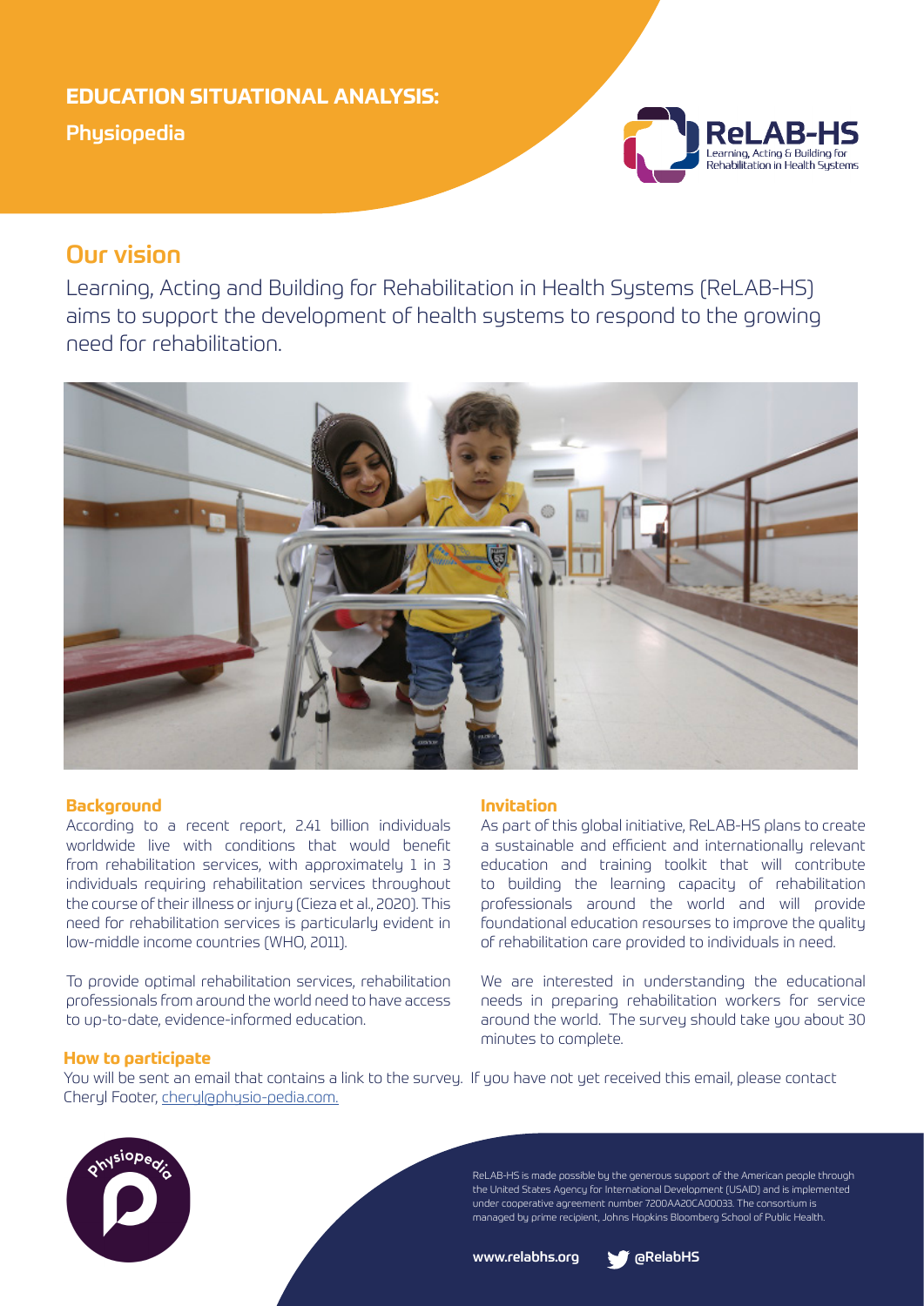# EDUCATION SITUATIONAL ANALYSIS:

**Physiopedia**

ReLAB-HS
Learning, Acting & Building for Rehabilitation in Health Systems

## Our vision

Learning, Acting and Building for Rehabilitation in Health Systems (ReLAB-HS) aims to support the development of health systems to respond to the growing need for rehabilitation.

### Background

According to a recent report, 2.41 billion individuals worldwide live with conditions that would benefit from rehabilitation services, with approximately 1 in 3 individuals requiring rehabilitation services throughout the course of their illness or injury (Cieza et al., 2020). This need for rehabilitation services is particularly evident in low-middle income countries (WHO, 2011).

To provide optimal rehabilitation services, rehabilitation professionals from around the world need to have access to up-to-date, evidence-informed education.

### Invitation

As part of this global initiative, ReLAB-HS plans to create a sustainable and efficient and internationally relevant education and training toolkit that will contribute to building the learning capacity of rehabilitation professionals around the world and will provide foundational education resourses to improve the quality of rehabilitation care provided to individuals in need.

We are interested in understanding the educational needs in preparing rehabilitation workers for service around the world. The survey should take you about 30 minutes to complete.

### How to participate

You will be sent an email that contains a link to the survey. If you have not yet received this email, please contact Cheryl Footer, cheryl@physio-pedia.com.

physiopedia

ReLAB-HS is made possible by the generous support of the American people through the United States Agency for International Development (USAID) and is implemented under cooperative agreement number 7200AA20CA00033. The consortium is managed by prime recipient, Johns Hopkins Bloomberg School of Public Health.

**www.relabhs.org** **@RelabHS**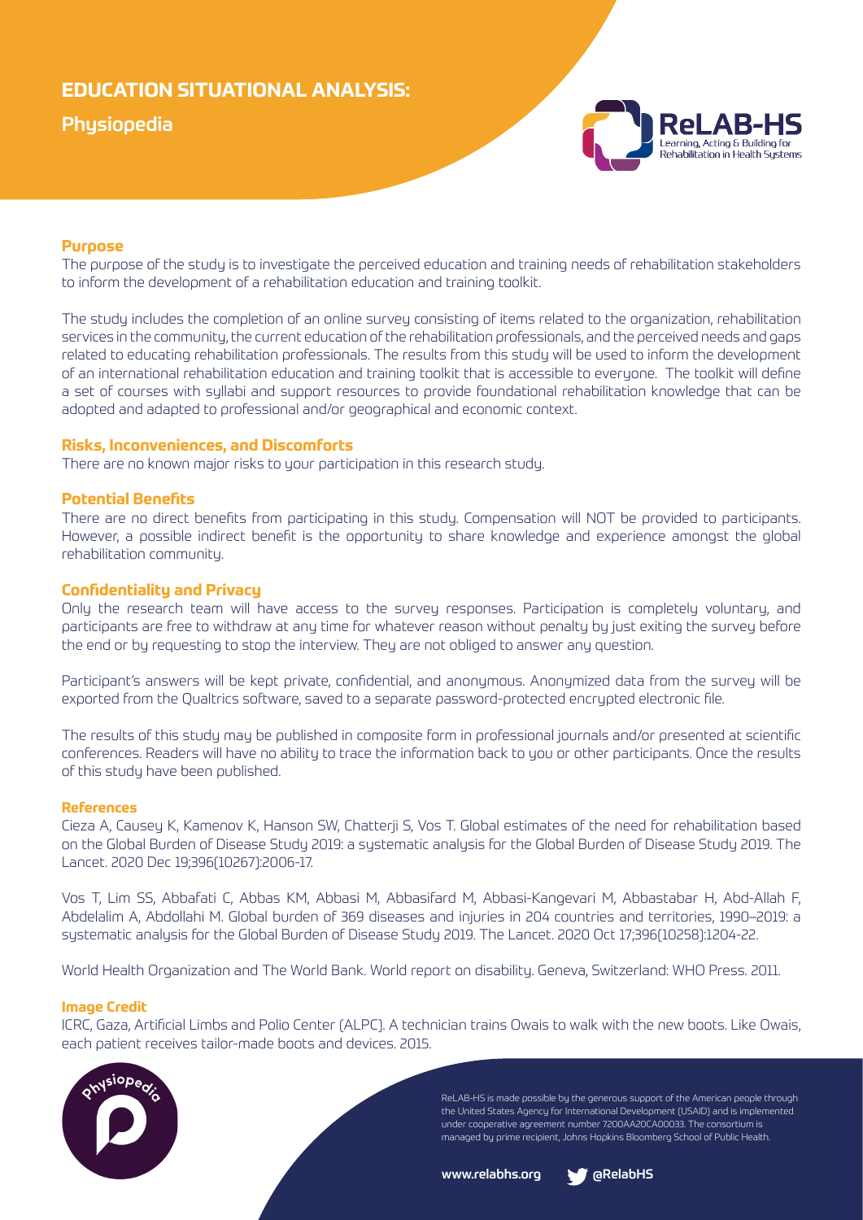# EDUCATION SITUATIONAL ANALYSIS:

## Physiopedia

ReLAB-HS
Learning, Acting & Building for Rehabilitation in Health Systems

### Purpose

The purpose of the study is to investigate the perceived education and training needs of rehabilitation stakeholders to inform the development of a rehabilitation education and training toolkit.

The study includes the completion of an online survey consisting of items related to the organization, rehabilitation services in the community, the current education of the rehabilitation professionals, and the perceived needs and gaps related to educating rehabilitation professionals. The results from this study will be used to inform the development of an international rehabilitation education and training toolkit that is accessible to everyone. The toolkit will define a set of courses with syllabi and support resources to provide foundational rehabilitation knowledge that can be adopted and adapted to professional and/or geographical and economic context.

### Risks, Inconveniences, and Discomforts

There are no known major risks to your participation in this research study.

### Potential Benefits

There are no direct benefits from participating in this study. Compensation will NOT be provided to participants. However, a possible indirect benefit is the opportunity to share knowledge and experience amongst the global rehabilitation community.

### Confidentiality and Privacy

Only the research team will have access to the survey responses. Participation is completely voluntary, and participants are free to withdraw at any time for whatever reason without penalty by just exiting the survey before the end or by requesting to stop the interview. They are not obliged to answer any question.

Participant's answers will be kept private, confidential, and anonymous. Anonymized data from the survey will be exported from the Qualtrics software, saved to a separate password-protected encrypted electronic file.

The results of this study may be published in composite form in professional journals and/or presented at scientific conferences. Readers will have no ability to trace the information back to you or other participants. Once the results of this study have been published.

### References

Cieza A, Causey K, Kamenov K, Hanson SW, Chatterji S, Vos T. Global estimates of the need for rehabilitation based on the Global Burden of Disease Study 2019: a systematic analysis for the Global Burden of Disease Study 2019. The Lancet. 2020 Dec 19;396(10267):2006-17.

Vos T, Lim SS, Abbafati C, Abbas KM, Abbasi M, Abbasifard M, Abbasi-Kangevari M, Abbastabar H, Abd-Allah F, Abdelalim A, Abdollahi M. Global burden of 369 diseases and injuries in 204 countries and territories, 1990–2019: a systematic analysis for the Global Burden of Disease Study 2019. The Lancet. 2020 Oct 17;396(10258):1204-22.

World Health Organization and The World Bank. World report on disability. Geneva, Switzerland: WHO Press. 2011.

### Image Credit

ICRC, Gaza, Artificial Limbs and Polio Center (ALPC). A technician trains Owais to walk with the new boots. Like Owais, each patient receives tailor-made boots and devices. 2015.

Physiopedia

ReLAB-HS is made possible by the generous support of the American people through the United States Agency for International Development (USAID) and is implemented under cooperative agreement number 7200AA20CA00033. The consortium is managed by prime recipient, Johns Hopkins Bloomberg School of Public Health.

www.relabhs.org @RelabHS